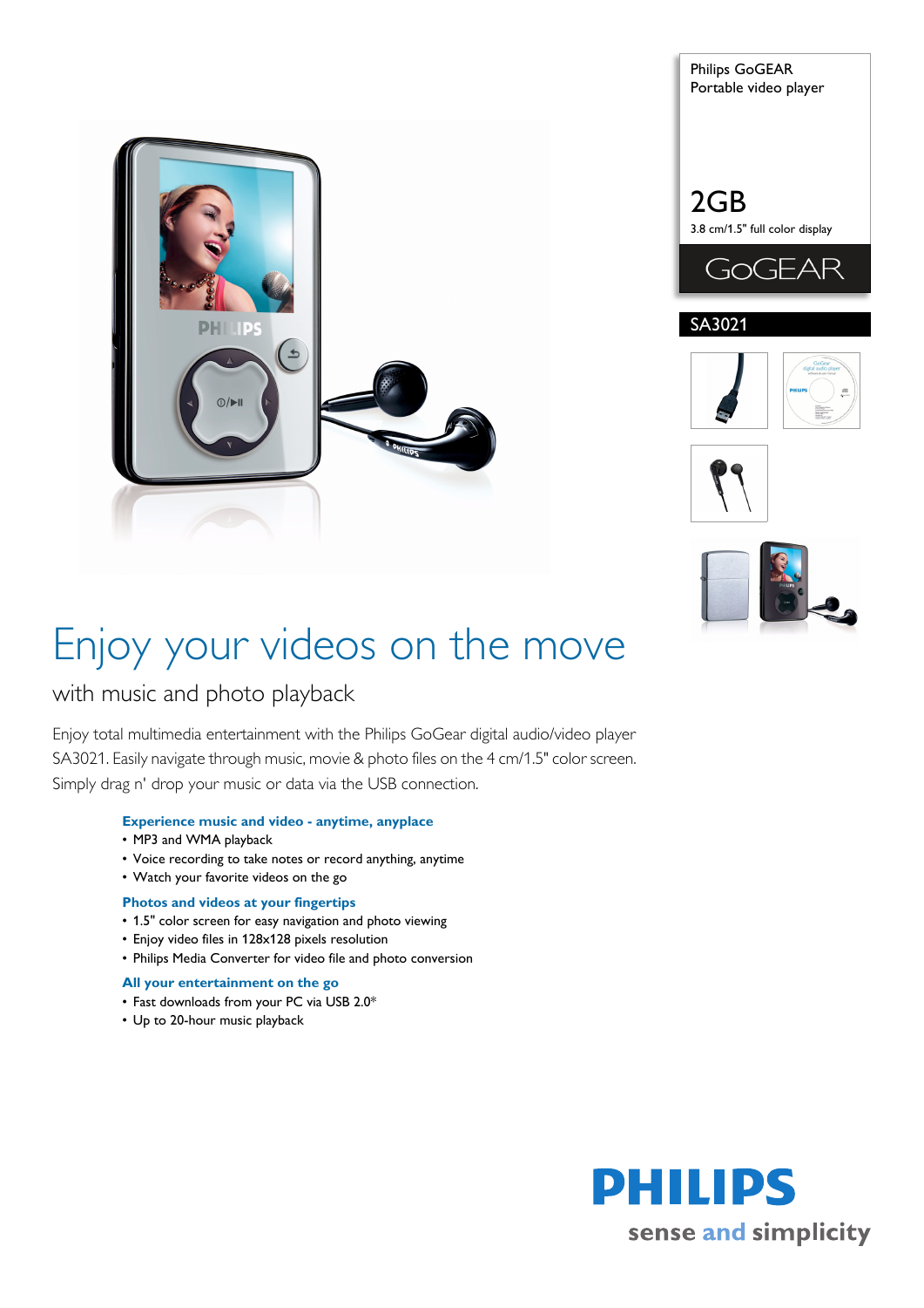Philips GoGEAR
Portable video player

2GB
3.8 cm/1.5" full color display

GoGEAR

SA3021

# Enjoy your videos on the move

## with music and photo playback

Enjoy total multimedia entertainment with the Philips GoGear digital audio/video player SA3021. Easily navigate through music, movie & photo files on the 4 cm/1.5" color screen. Simply drag n' drop your music or data via the USB connection.

### Experience music and video - anytime, anyplace

- MP3 and WMA playback
- Voice recording to take notes or record anything, anytime
- Watch your favorite videos on the go

### Photos and videos at your fingertips

- 1.5" color screen for easy navigation and photo viewing
- Enjoy video files in 128x128 pixels resolution
- Philips Media Converter for video file and photo conversion

### All your entertainment on the go

- Fast downloads from your PC via USB 2.0*
- Up to 20-hour music playback

PHILIPS
sense and simplicity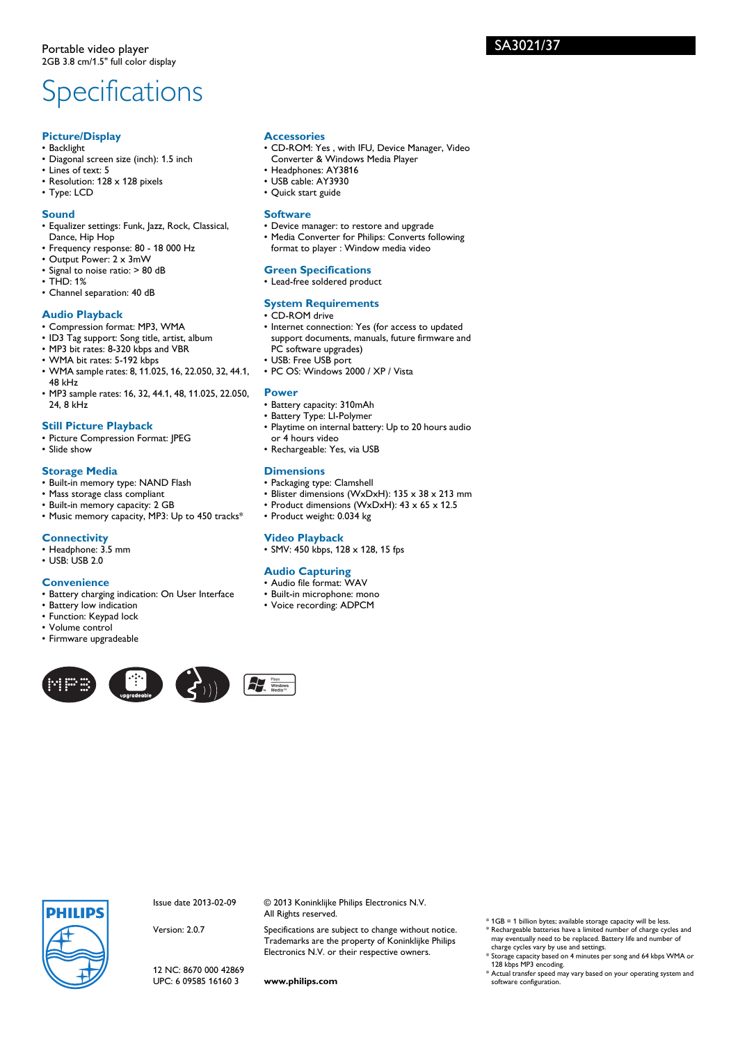Portable video player
2GB 3.8 cm/1.5" full color display

SA3021/37

# Specifications

## Picture/Display
- Backlight
- Diagonal screen size (inch): 1.5 inch
- Lines of text: 5
- Resolution: 128 x 128 pixels
- Type: LCD

## Sound
- Equalizer settings: Funk, Jazz, Rock, Classical, Dance, Hip Hop
- Frequency response: 80 - 18 000 Hz
- Output Power: 2 x 3mW
- Signal to noise ratio: > 80 dB
- THD: 1%
- Channel separation: 40 dB

## Audio Playback
- Compression format: MP3, WMA
- ID3 Tag support: Song title, artist, album
- MP3 bit rates: 8-320 kbps and VBR
- WMA bit rates: 5-192 kbps
- WMA sample rates: 8, 11.025, 16, 22.050, 32, 44.1, 48 kHz
- MP3 sample rates: 16, 32, 44.1, 48, 11.025, 22.050, 24, 8 kHz

## Still Picture Playback
- Picture Compression Format: JPEG
- Slide show

## Storage Media
- Built-in memory type: NAND Flash
- Mass storage class compliant
- Built-in memory capacity: 2 GB
- Music memory capacity, MP3: Up to 450 tracks*

## Connectivity
- Headphone: 3.5 mm
- USB: USB 2.0

## Convenience
- Battery charging indication: On User Interface
- Battery low indication
- Function: Keypad lock
- Volume control
- Firmware upgradeable

## Accessories
- CD-ROM: Yes , with IFU, Device Manager, Video Converter & Windows Media Player
- Headphones: AY3816
- USB cable: AY3930
- Quick start guide

## Software
- Device manager: to restore and upgrade
- Media Converter for Philips: Converts following format to player : Window media video

## Green Specifications
- Lead-free soldered product

## System Requirements
- CD-ROM drive
- Internet connection: Yes (for access to updated support documents, manuals, future firmware and PC software upgrades)
- USB: Free USB port
- PC OS: Windows 2000 / XP / Vista

## Power
- Battery capacity: 310mAh
- Battery Type: LI-Polymer
- Playtime on internal battery: Up to 20 hours audio or 4 hours video
- Rechargeable: Yes, via USB

## Dimensions
- Packaging type: Clamshell
- Blister dimensions (WxDxH): 135 x 38 x 213 mm
- Product dimensions (WxDxH): 43 x 65 x 12.5
- Product weight: 0.034 kg

## Video Playback
- SMV: 450 kbps, 128 x 128, 15 fps

## Audio Capturing
- Audio file format: WAV
- Built-in microphone: mono
- Voice recording: ADPCM

Issue date 2013-02-09

Version: 2.0.7

12 NC: 8670 000 42869
UPC: 6 09585 16160 3

© 2013 Koninklijke Philips Electronics N.V.
All Rights reserved.

Specifications are subject to change without notice. Trademarks are the property of Koninklijke Philips Electronics N.V. or their respective owners.

www.philips.com

\* 1GB = 1 billion bytes; available storage capacity will be less.
\* Rechargeable batteries have a limited number of charge cycles and may eventually need to be replaced. Battery life and number of charge cycles vary by use and settings.
\* Storage capacity based on 4 minutes per song and 64 kbps WMA or 128 kbps MP3 encoding.
\* Actual transfer speed may vary based on your operating system and software configuration.